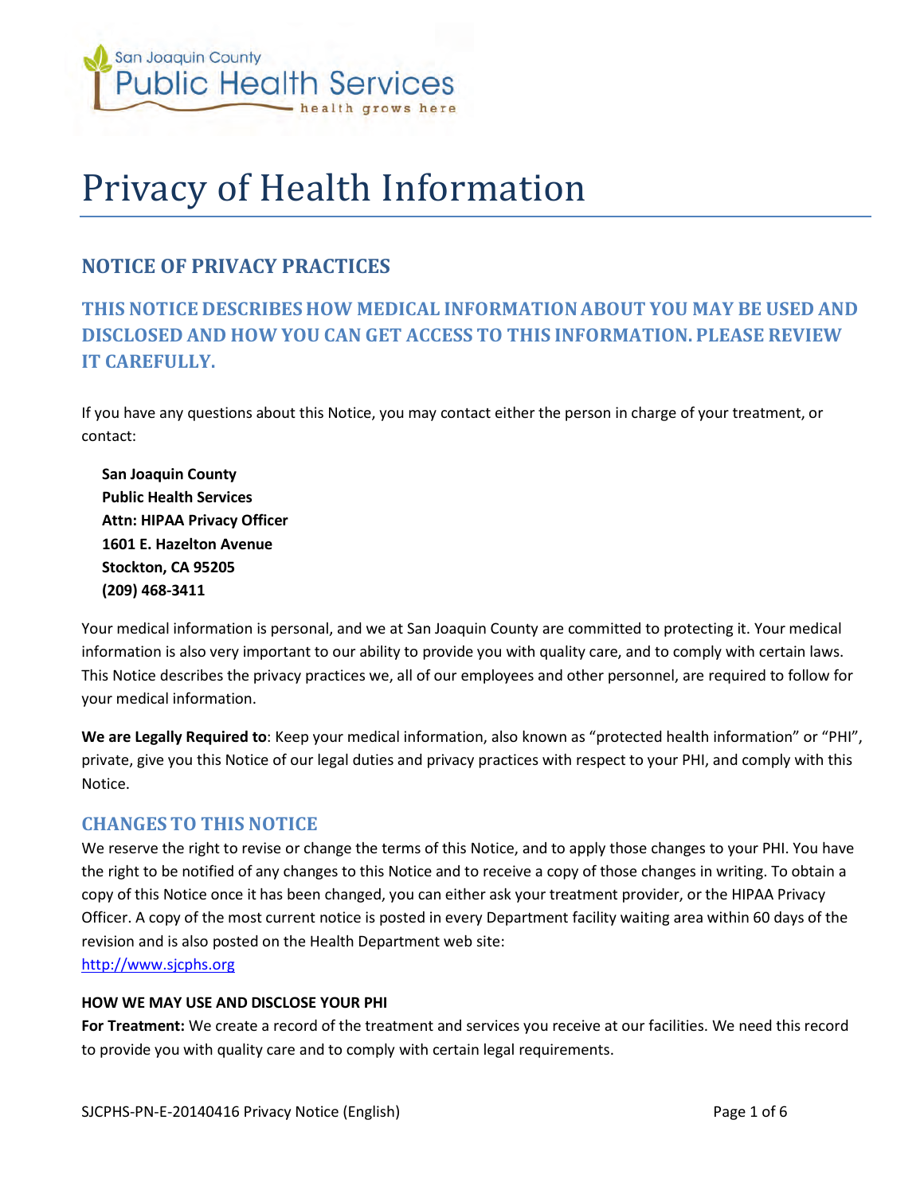San Joaquin County
Public Health Services
health grows here

# Privacy of Health Information

## NOTICE OF PRIVACY PRACTICES

### THIS NOTICE DESCRIBES HOW MEDICAL INFORMATION ABOUT YOU MAY BE USED AND DISCLOSED AND HOW YOU CAN GET ACCESS TO THIS INFORMATION. PLEASE REVIEW IT CAREFULLY.

If you have any questions about this Notice, you may contact either the person in charge of your treatment, or contact:

**San Joaquin County**
**Public Health Services**
**Attn: HIPAA Privacy Officer**
**1601 E. Hazelton Avenue**
**Stockton, CA 95205**
**(209) 468-3411**

Your medical information is personal, and we at San Joaquin County are committed to protecting it. Your medical information is also very important to our ability to provide you with quality care, and to comply with certain laws. This Notice describes the privacy practices we, all of our employees and other personnel, are required to follow for your medical information.

**We are Legally Required to**: Keep your medical information, also known as "protected health information" or "PHI", private, give you this Notice of our legal duties and privacy practices with respect to your PHI, and comply with this Notice.

### CHANGES TO THIS NOTICE

We reserve the right to revise or change the terms of this Notice, and to apply those changes to your PHI. You have the right to be notified of any changes to this Notice and to receive a copy of those changes in writing. To obtain a copy of this Notice once it has been changed, you can either ask your treatment provider, or the HIPAA Privacy Officer. A copy of the most current notice is posted in every Department facility waiting area within 60 days of the revision and is also posted on the Health Department web site:
http://www.sjcphs.org

#### HOW WE MAY USE AND DISCLOSE YOUR PHI

**For Treatment:** We create a record of the treatment and services you receive at our facilities. We need this record to provide you with quality care and to comply with certain legal requirements.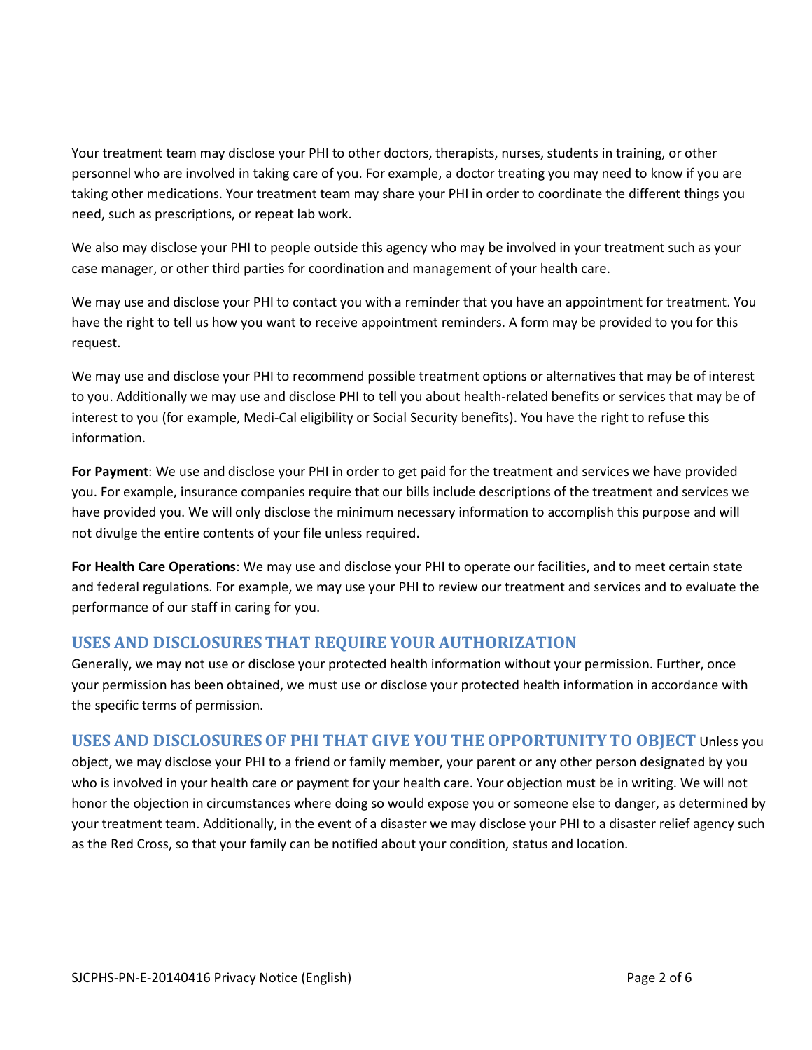Your treatment team may disclose your PHI to other doctors, therapists, nurses, students in training, or other personnel who are involved in taking care of you. For example, a doctor treating you may need to know if you are taking other medications. Your treatment team may share your PHI in order to coordinate the different things you need, such as prescriptions, or repeat lab work.

We also may disclose your PHI to people outside this agency who may be involved in your treatment such as your case manager, or other third parties for coordination and management of your health care.

We may use and disclose your PHI to contact you with a reminder that you have an appointment for treatment. You have the right to tell us how you want to receive appointment reminders. A form may be provided to you for this request.

We may use and disclose your PHI to recommend possible treatment options or alternatives that may be of interest to you. Additionally we may use and disclose PHI to tell you about health-related benefits or services that may be of interest to you (for example, Medi-Cal eligibility or Social Security benefits). You have the right to refuse this information.

**For Payment**: We use and disclose your PHI in order to get paid for the treatment and services we have provided you. For example, insurance companies require that our bills include descriptions of the treatment and services we have provided you. We will only disclose the minimum necessary information to accomplish this purpose and will not divulge the entire contents of your file unless required.

**For Health Care Operations**: We may use and disclose your PHI to operate our facilities, and to meet certain state and federal regulations. For example, we may use your PHI to review our treatment and services and to evaluate the performance of our staff in caring for you.

## USES AND DISCLOSURES THAT REQUIRE YOUR AUTHORIZATION

Generally, we may not use or disclose your protected health information without your permission. Further, once your permission has been obtained, we must use or disclose your protected health information in accordance with the specific terms of permission.

## USES AND DISCLOSURES OF PHI THAT GIVE YOU THE OPPORTUNITY TO OBJECT

Unless you object, we may disclose your PHI to a friend or family member, your parent or any other person designated by you who is involved in your health care or payment for your health care. Your objection must be in writing. We will not honor the objection in circumstances where doing so would expose you or someone else to danger, as determined by your treatment team. Additionally, in the event of a disaster we may disclose your PHI to a disaster relief agency such as the Red Cross, so that your family can be notified about your condition, status and location.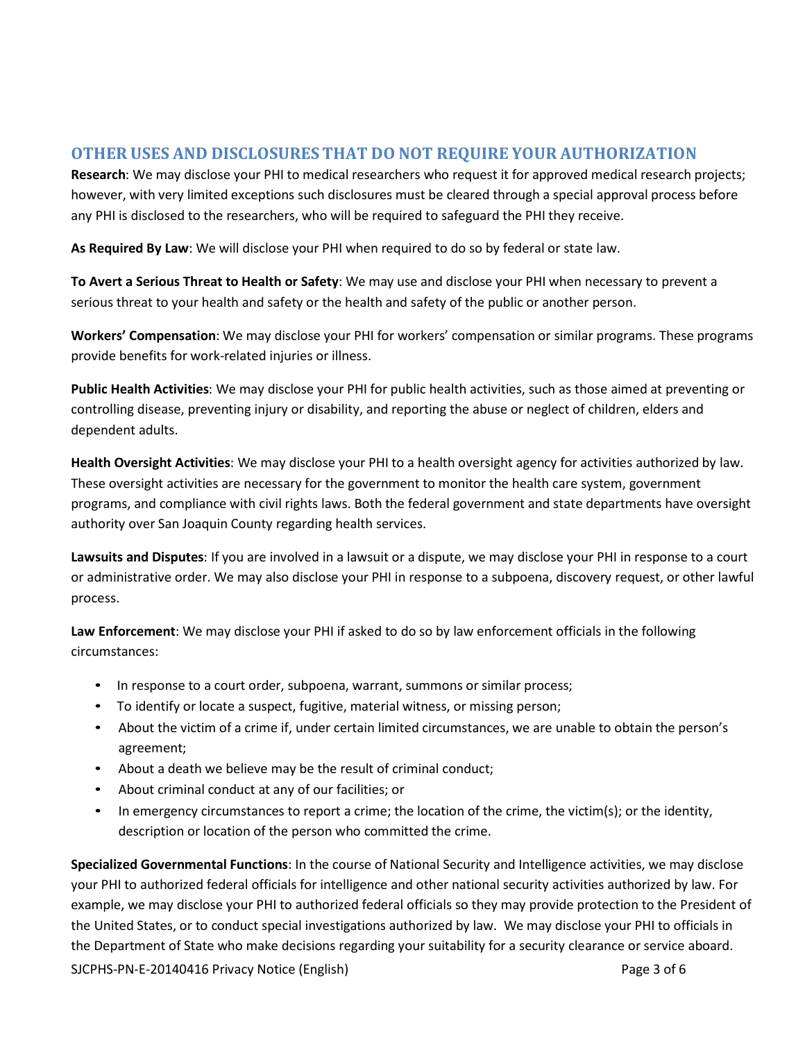## OTHER USES AND DISCLOSURES THAT DO NOT REQUIRE YOUR AUTHORIZATION

**Research**: We may disclose your PHI to medical researchers who request it for approved medical research projects; however, with very limited exceptions such disclosures must be cleared through a special approval process before any PHI is disclosed to the researchers, who will be required to safeguard the PHI they receive.

**As Required By Law**: We will disclose your PHI when required to do so by federal or state law.

**To Avert a Serious Threat to Health or Safety**: We may use and disclose your PHI when necessary to prevent a serious threat to your health and safety or the health and safety of the public or another person.

**Workers' Compensation**: We may disclose your PHI for workers' compensation or similar programs. These programs provide benefits for work-related injuries or illness.

**Public Health Activities**: We may disclose your PHI for public health activities, such as those aimed at preventing or controlling disease, preventing injury or disability, and reporting the abuse or neglect of children, elders and dependent adults.

**Health Oversight Activities**: We may disclose your PHI to a health oversight agency for activities authorized by law. These oversight activities are necessary for the government to monitor the health care system, government programs, and compliance with civil rights laws. Both the federal government and state departments have oversight authority over San Joaquin County regarding health services.

**Lawsuits and Disputes**: If you are involved in a lawsuit or a dispute, we may disclose your PHI in response to a court or administrative order. We may also disclose your PHI in response to a subpoena, discovery request, or other lawful process.

**Law Enforcement**: We may disclose your PHI if asked to do so by law enforcement officials in the following circumstances:

- In response to a court order, subpoena, warrant, summons or similar process;
- To identify or locate a suspect, fugitive, material witness, or missing person;
- About the victim of a crime if, under certain limited circumstances, we are unable to obtain the person's agreement;
- About a death we believe may be the result of criminal conduct;
- About criminal conduct at any of our facilities; or
- In emergency circumstances to report a crime; the location of the crime, the victim(s); or the identity, description or location of the person who committed the crime.

**Specialized Governmental Functions**: In the course of National Security and Intelligence activities, we may disclose your PHI to authorized federal officials for intelligence and other national security activities authorized by law. For example, we may disclose your PHI to authorized federal officials so they may provide protection to the President of the United States, or to conduct special investigations authorized by law. We may disclose your PHI to officials in the Department of State who make decisions regarding your suitability for a security clearance or service aboard.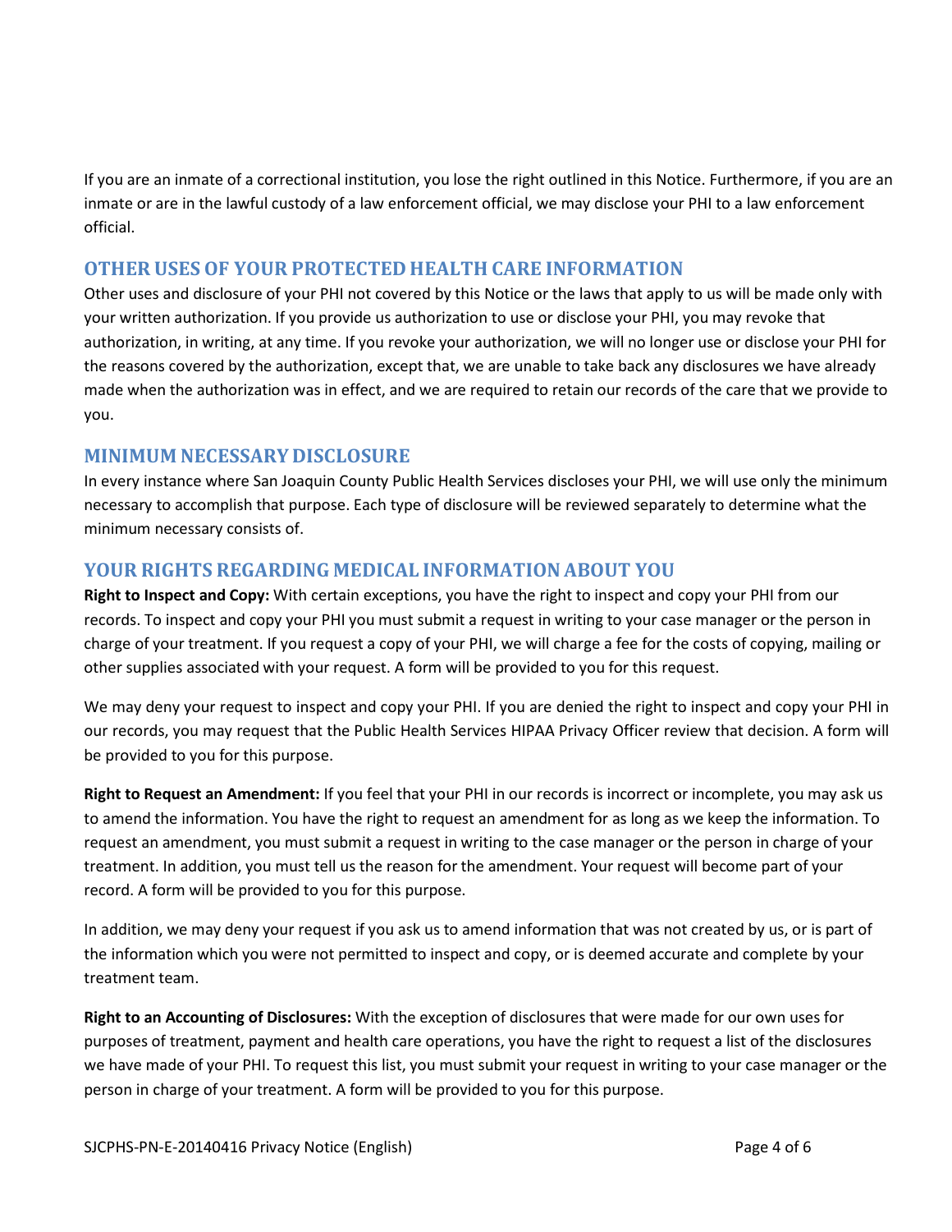If you are an inmate of a correctional institution, you lose the right outlined in this Notice. Furthermore, if you are an inmate or are in the lawful custody of a law enforcement official, we may disclose your PHI to a law enforcement official.

## OTHER USES OF YOUR PROTECTED HEALTH CARE INFORMATION

Other uses and disclosure of your PHI not covered by this Notice or the laws that apply to us will be made only with your written authorization. If you provide us authorization to use or disclose your PHI, you may revoke that authorization, in writing, at any time. If you revoke your authorization, we will no longer use or disclose your PHI for the reasons covered by the authorization, except that, we are unable to take back any disclosures we have already made when the authorization was in effect, and we are required to retain our records of the care that we provide to you.

## MINIMUM NECESSARY DISCLOSURE

In every instance where San Joaquin County Public Health Services discloses your PHI, we will use only the minimum necessary to accomplish that purpose. Each type of disclosure will be reviewed separately to determine what the minimum necessary consists of.

## YOUR RIGHTS REGARDING MEDICAL INFORMATION ABOUT YOU

**Right to Inspect and Copy:** With certain exceptions, you have the right to inspect and copy your PHI from our records. To inspect and copy your PHI you must submit a request in writing to your case manager or the person in charge of your treatment. If you request a copy of your PHI, we will charge a fee for the costs of copying, mailing or other supplies associated with your request. A form will be provided to you for this request.

We may deny your request to inspect and copy your PHI. If you are denied the right to inspect and copy your PHI in our records, you may request that the Public Health Services HIPAA Privacy Officer review that decision. A form will be provided to you for this purpose.

**Right to Request an Amendment:** If you feel that your PHI in our records is incorrect or incomplete, you may ask us to amend the information. You have the right to request an amendment for as long as we keep the information. To request an amendment, you must submit a request in writing to the case manager or the person in charge of your treatment. In addition, you must tell us the reason for the amendment. Your request will become part of your record. A form will be provided to you for this purpose.

In addition, we may deny your request if you ask us to amend information that was not created by us, or is part of the information which you were not permitted to inspect and copy, or is deemed accurate and complete by your treatment team.

**Right to an Accounting of Disclosures:** With the exception of disclosures that were made for our own uses for purposes of treatment, payment and health care operations, you have the right to request a list of the disclosures we have made of your PHI. To request this list, you must submit your request in writing to your case manager or the person in charge of your treatment. A form will be provided to you for this purpose.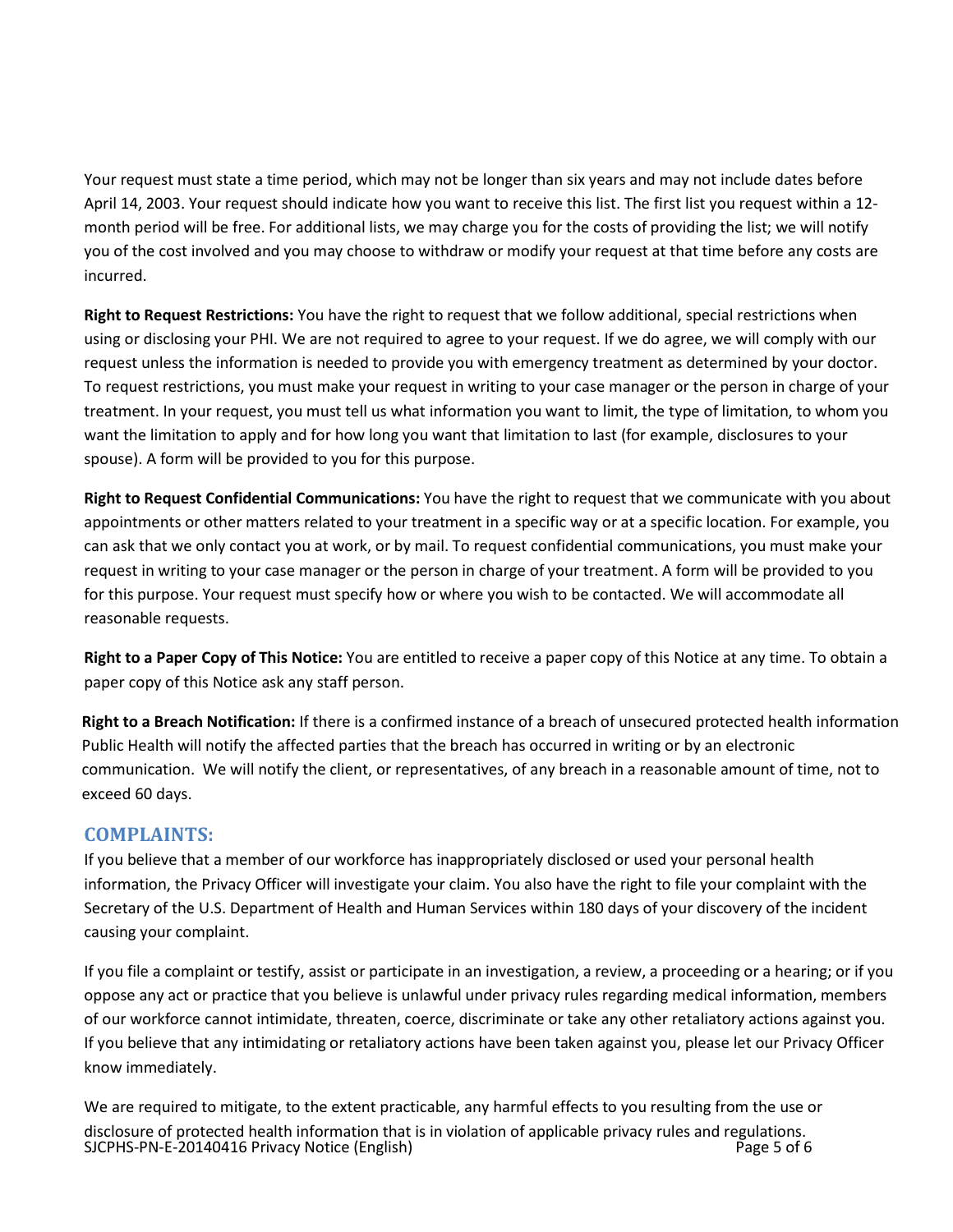Your request must state a time period, which may not be longer than six years and may not include dates before April 14, 2003. Your request should indicate how you want to receive this list. The first list you request within a 12-month period will be free. For additional lists, we may charge you for the costs of providing the list; we will notify you of the cost involved and you may choose to withdraw or modify your request at that time before any costs are incurred.

**Right to Request Restrictions:** You have the right to request that we follow additional, special restrictions when using or disclosing your PHI. We are not required to agree to your request. If we do agree, we will comply with our request unless the information is needed to provide you with emergency treatment as determined by your doctor. To request restrictions, you must make your request in writing to your case manager or the person in charge of your treatment. In your request, you must tell us what information you want to limit, the type of limitation, to whom you want the limitation to apply and for how long you want that limitation to last (for example, disclosures to your spouse). A form will be provided to you for this purpose.

**Right to Request Confidential Communications:** You have the right to request that we communicate with you about appointments or other matters related to your treatment in a specific way or at a specific location. For example, you can ask that we only contact you at work, or by mail. To request confidential communications, you must make your request in writing to your case manager or the person in charge of your treatment. A form will be provided to you for this purpose. Your request must specify how or where you wish to be contacted. We will accommodate all reasonable requests.

**Right to a Paper Copy of This Notice:** You are entitled to receive a paper copy of this Notice at any time. To obtain a paper copy of this Notice ask any staff person.

**Right to a Breach Notification:** If there is a confirmed instance of a breach of unsecured protected health information Public Health will notify the affected parties that the breach has occurred in writing or by an electronic communication. We will notify the client, or representatives, of any breach in a reasonable amount of time, not to exceed 60 days.

## COMPLAINTS:

If you believe that a member of our workforce has inappropriately disclosed or used your personal health information, the Privacy Officer will investigate your claim. You also have the right to file your complaint with the Secretary of the U.S. Department of Health and Human Services within 180 days of your discovery of the incident causing your complaint.

If you file a complaint or testify, assist or participate in an investigation, a review, a proceeding or a hearing; or if you oppose any act or practice that you believe is unlawful under privacy rules regarding medical information, members of our workforce cannot intimidate, threaten, coerce, discriminate or take any other retaliatory actions against you. If you believe that any intimidating or retaliatory actions have been taken against you, please let our Privacy Officer know immediately.

We are required to mitigate, to the extent practicable, any harmful effects to you resulting from the use or disclosure of protected health information that is in violation of applicable privacy rules and regulations.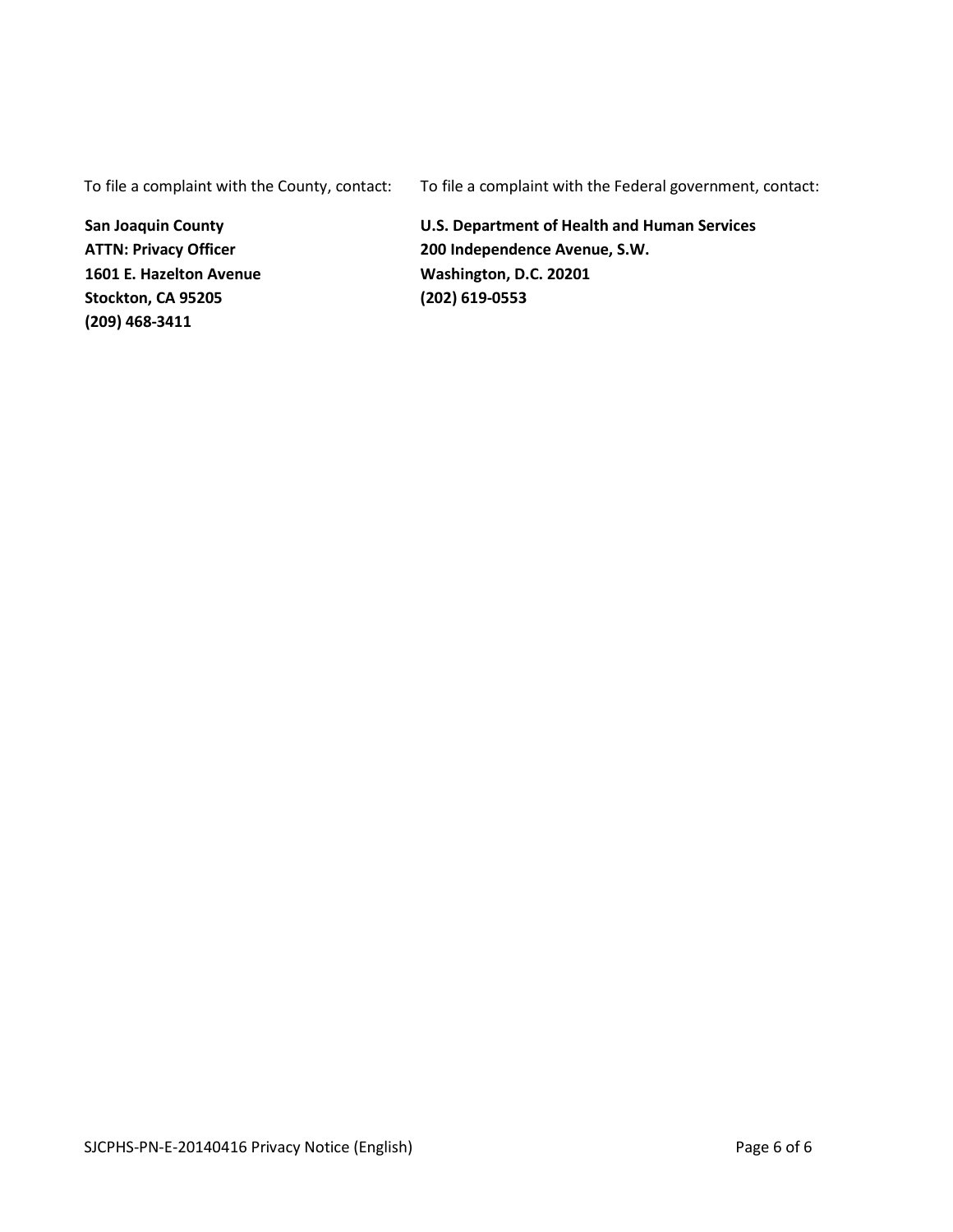To file a complaint with the County, contact:

**San Joaquin County**
**ATTN: Privacy Officer**
**1601 E. Hazelton Avenue**
**Stockton, CA 95205**
**(209) 468-3411**

To file a complaint with the Federal government, contact:

**U.S. Department of Health and Human Services**
**200 Independence Avenue, S.W.**
**Washington, D.C. 20201**
**(202) 619-0553**